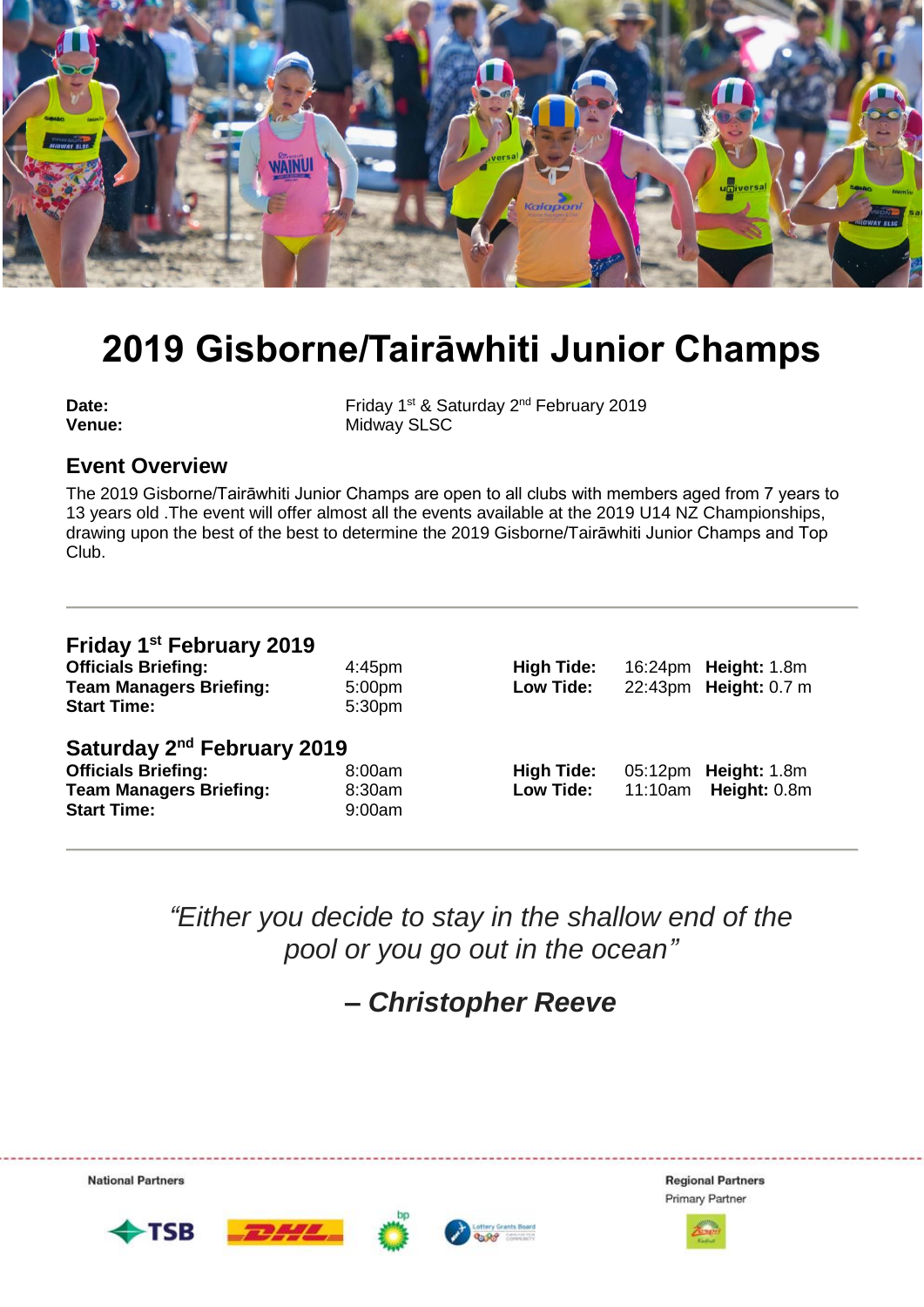# 2019 Gisborne/Tairāwhiti Junior Champs

**Date:** Friday 1st & Saturday 2nd February 2019
**Venue:** Midway SLSC

## Event Overview

The 2019 Gisborne/Tairāwhiti Junior Champs are open to all clubs with members aged from 7 years to 13 years old .The event will offer almost all the events available at the 2019 U14 NZ Championships, drawing upon the best of the best to determine the 2019 Gisborne/Tairāwhiti Junior Champs and Top Club.

---

### Friday 1st February 2019

**Officials Briefing:** 4:45pm
**Team Managers Briefing:** 5:00pm
**Start Time:** 5:30pm

**High Tide:** 16:24pm **Height:** 1.8m
**Low Tide:** 22:43pm **Height:** 0.7 m

### Saturday 2nd February 2019

**Officials Briefing:** 8:00am
**Team Managers Briefing:** 8:30am
**Start Time:** 9:00am

**High Tide:** 05:12pm **Height:** 1.8m
**Low Tide:** 11:10am **Height:** 0.8m

---

*"Either you decide to stay in the shallow end of the pool or you go out in the ocean"*

***– Christopher Reeve***

National Partners

Regional Partners
Primary Partner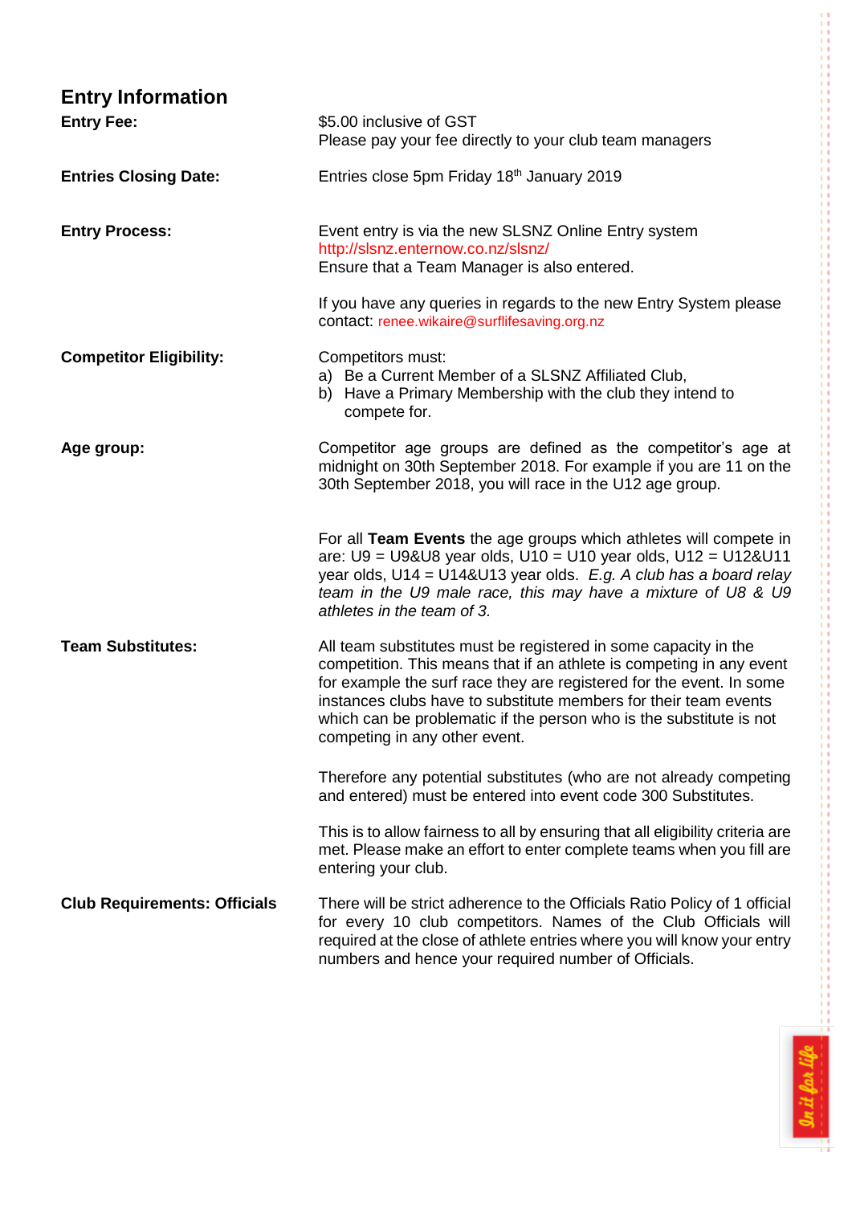## Entry Information

**Entry Fee:** $5.00 inclusive of GST
Please pay your fee directly to your club team managers

**Entries Closing Date:** Entries close 5pm Friday 18th January 2019

**Entry Process:** Event entry is via the new SLSNZ Online Entry system
http://slsnz.enternow.co.nz/slsnz/
Ensure that a Team Manager is also entered.

If you have any queries in regards to the new Entry System please contact: renee.wikaire@surflifesaving.org.nz

**Competitor Eligibility:** Competitors must:

a) Be a Current Member of a SLSNZ Affiliated Club,
b) Have a Primary Membership with the club they intend to compete for.

**Age group:** Competitor age groups are defined as the competitor's age at midnight on 30th September 2018. For example if you are 11 on the 30th September 2018, you will race in the U12 age group.

For all **Team Events** the age groups which athletes will compete in are: U9 = U9&U8 year olds, U10 = U10 year olds, U12 = U12&U11 year olds, U14 = U14&U13 year olds. *E.g. A club has a board relay team in the U9 male race, this may have a mixture of U8 & U9 athletes in the team of 3.*

**Team Substitutes:** All team substitutes must be registered in some capacity in the competition. This means that if an athlete is competing in any event for example the surf race they are registered for the event. In some instances clubs have to substitute members for their team events which can be problematic if the person who is the substitute is not competing in any other event.

Therefore any potential substitutes (who are not already competing and entered) must be entered into event code 300 Substitutes.

This is to allow fairness to all by ensuring that all eligibility criteria are met. Please make an effort to enter complete teams when you fill are entering your club.

**Club Requirements: Officials** There will be strict adherence to the Officials Ratio Policy of 1 official for every 10 club competitors. Names of the Club Officials will required at the close of athlete entries where you will know your entry numbers and hence your required number of Officials.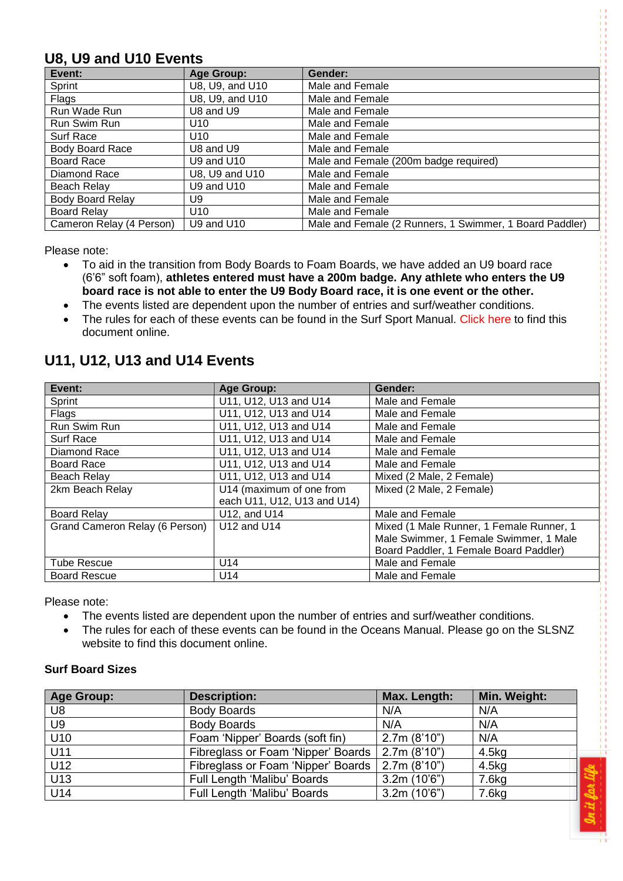## U8, U9 and U10 Events

| Event: | Age Group: | Gender: |
|---|---|---|
| Sprint | U8, U9, and U10 | Male and Female |
| Flags | U8, U9, and U10 | Male and Female |
| Run Wade Run | U8 and U9 | Male and Female |
| Run Swim Run | U10 | Male and Female |
| Surf Race | U10 | Male and Female |
| Body Board Race | U8 and U9 | Male and Female |
| Board Race | U9 and U10 | Male and Female (200m badge required) |
| Diamond Race | U8, U9 and U10 | Male and Female |
| Beach Relay | U9 and U10 | Male and Female |
| Body Board Relay | U9 | Male and Female |
| Board Relay | U10 | Male and Female |
| Cameron Relay (4 Person) | U9 and U10 | Male and Female (2 Runners, 1 Swimmer, 1 Board Paddler) |

Please note:

- To aid in the transition from Body Boards to Foam Boards, we have added an U9 board race (6'6" soft foam), **athletes entered must have a 200m badge. Any athlete who enters the U9 board race is not able to enter the U9 Body Board race, it is one event or the other.**
- The events listed are dependent upon the number of entries and surf/weather conditions.
- The rules for each of these events can be found in the Surf Sport Manual. Click here to find this document online.

## U11, U12, U13 and U14 Events

| Event: | Age Group: | Gender: |
|---|---|---|
| Sprint | U11, U12, U13 and U14 | Male and Female |
| Flags | U11, U12, U13 and U14 | Male and Female |
| Run Swim Run | U11, U12, U13 and U14 | Male and Female |
| Surf Race | U11, U12, U13 and U14 | Male and Female |
| Diamond Race | U11, U12, U13 and U14 | Male and Female |
| Board Race | U11, U12, U13 and U14 | Male and Female |
| Beach Relay | U11, U12, U13 and U14 | Mixed (2 Male, 2 Female) |
| 2km Beach Relay | U14 (maximum of one from each U11, U12, U13 and U14) | Mixed (2 Male, 2 Female) |
| Board Relay | U12, and U14 | Male and Female |
| Grand Cameron Relay (6 Person) | U12 and U14 | Mixed (1 Male Runner, 1 Female Runner, 1 Male Swimmer, 1 Female Swimmer, 1 Male Board Paddler, 1 Female Board Paddler) |
| Tube Rescue | U14 | Male and Female |
| Board Rescue | U14 | Male and Female |

Please note:

- The events listed are dependent upon the number of entries and surf/weather conditions.
- The rules for each of these events can be found in the Oceans Manual. Please go on the SLSNZ website to find this document online.

### Surf Board Sizes

| Age Group: | Description: | Max. Length: | Min. Weight: |
|---|---|---|---|
| U8 | Body Boards | N/A | N/A |
| U9 | Body Boards | N/A | N/A |
| U10 | Foam 'Nipper' Boards (soft fin) | 2.7m (8'10") | N/A |
| U11 | Fibreglass or Foam 'Nipper' Boards | 2.7m (8'10") | 4.5kg |
| U12 | Fibreglass or Foam 'Nipper' Boards | 2.7m (8'10") | 4.5kg |
| U13 | Full Length 'Malibu' Boards | 3.2m (10'6") | 7.6kg |
| U14 | Full Length 'Malibu' Boards | 3.2m (10'6") | 7.6kg |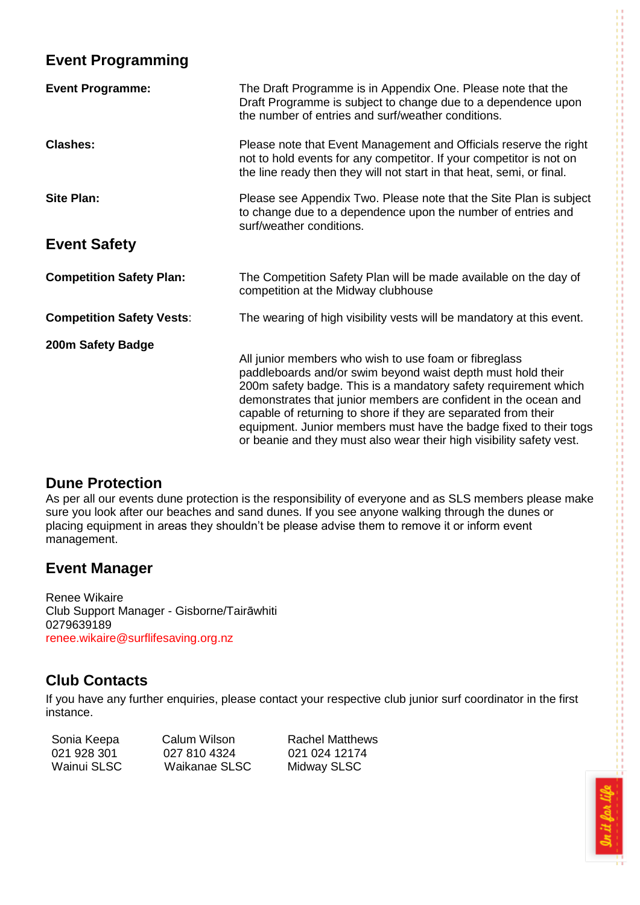## Event Programming

**Event Programme:** The Draft Programme is in Appendix One. Please note that the Draft Programme is subject to change due to a dependence upon the number of entries and surf/weather conditions.

**Clashes:** Please note that Event Management and Officials reserve the right not to hold events for any competitor. If your competitor is not on the line ready then they will not start in that heat, semi, or final.

**Site Plan:** Please see Appendix Two. Please note that the Site Plan is subject to change due to a dependence upon the number of entries and surf/weather conditions.

## Event Safety

**Competition Safety Plan:** The Competition Safety Plan will be made available on the day of competition at the Midway clubhouse

**Competition Safety Vests**: The wearing of high visibility vests will be mandatory at this event.

**200m Safety Badge**

All junior members who wish to use foam or fibreglass paddleboards and/or swim beyond waist depth must hold their 200m safety badge. This is a mandatory safety requirement which demonstrates that junior members are confident in the ocean and capable of returning to shore if they are separated from their equipment. Junior members must have the badge fixed to their togs or beanie and they must also wear their high visibility safety vest.

## Dune Protection

As per all our events dune protection is the responsibility of everyone and as SLS members please make sure you look after our beaches and sand dunes. If you see anyone walking through the dunes or placing equipment in areas they shouldn't be please advise them to remove it or inform event management.

## Event Manager

Renee Wikaire
Club Support Manager - Gisborne/Tairāwhiti
0279639189
renee.wikaire@surflifesaving.org.nz

## Club Contacts

If you have any further enquiries, please contact your respective club junior surf coordinator in the first instance.

| Sonia Keepa | Calum Wilson | Rachel Matthews |
|---|---|---|
| 021 928 301 | 027 810 4324 | 021 024 12174 |
| Wainui SLSC | Waikanae SLSC | Midway SLSC |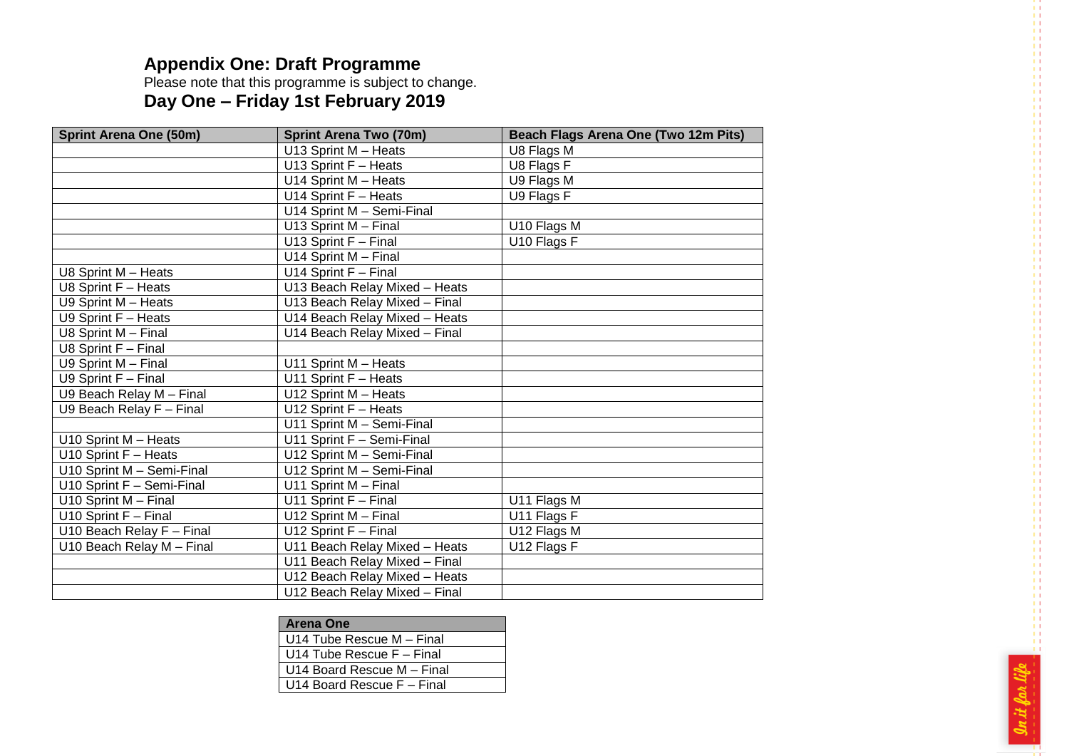## Appendix One: Draft Programme

Please note that this programme is subject to change.

## Day One – Friday 1st February 2019

| Sprint Arena One (50m) | Sprint Arena Two (70m) | Beach Flags Arena One (Two 12m Pits) |
|---|---|---|
| | U13 Sprint M – Heats | U8 Flags M |
| | U13 Sprint F – Heats | U8 Flags F |
| | U14 Sprint M – Heats | U9 Flags M |
| | U14 Sprint F – Heats | U9 Flags F |
| | U14 Sprint M – Semi-Final | |
| | U13 Sprint M – Final | U10 Flags M |
| | U13 Sprint F – Final | U10 Flags F |
| | U14 Sprint M – Final | |
| U8 Sprint M – Heats | U14 Sprint F – Final | |
| U8 Sprint F – Heats | U13 Beach Relay Mixed – Heats | |
| U9 Sprint M – Heats | U13 Beach Relay Mixed – Final | |
| U9 Sprint F – Heats | U14 Beach Relay Mixed – Heats | |
| U8 Sprint M – Final | U14 Beach Relay Mixed – Final | |
| U8 Sprint F – Final | | |
| U9 Sprint M – Final | U11 Sprint M – Heats | |
| U9 Sprint F – Final | U11 Sprint F – Heats | |
| U9 Beach Relay M – Final | U12 Sprint M – Heats | |
| U9 Beach Relay F – Final | U12 Sprint F – Heats | |
| | U11 Sprint M – Semi-Final | |
| U10 Sprint M – Heats | U11 Sprint F – Semi-Final | |
| U10 Sprint F – Heats | U12 Sprint M – Semi-Final | |
| U10 Sprint M – Semi-Final | U12 Sprint M – Semi-Final | |
| U10 Sprint F – Semi-Final | U11 Sprint M – Final | |
| U10 Sprint M – Final | U11 Sprint F – Final | U11 Flags M |
| U10 Sprint F – Final | U12 Sprint M – Final | U11 Flags F |
| U10 Beach Relay F – Final | U12 Sprint F – Final | U12 Flags M |
| U10 Beach Relay M – Final | U11 Beach Relay Mixed – Heats | U12 Flags F |
| | U11 Beach Relay Mixed – Final | |
| | U12 Beach Relay Mixed – Heats | |
| | U12 Beach Relay Mixed – Final | |

| Arena One |
|---|
| U14 Tube Rescue M – Final |
| U14 Tube Rescue F – Final |
| U14 Board Rescue M – Final |
| U14 Board Rescue F – Final |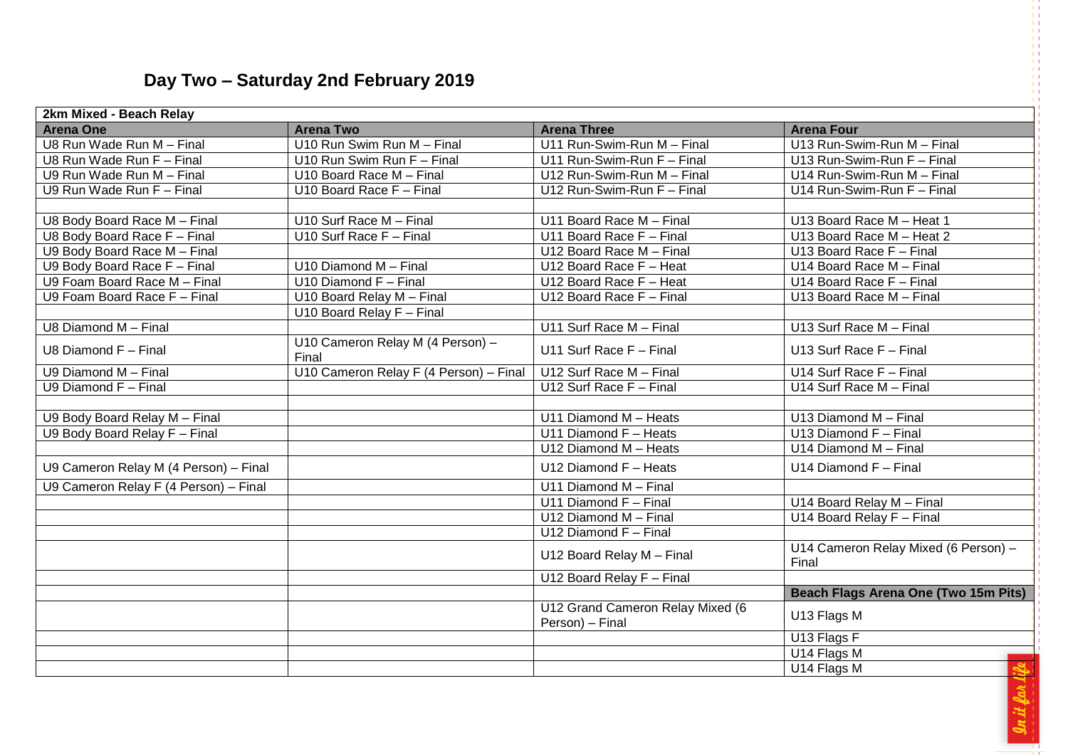## Day Two – Saturday 2nd February 2019

| 2km Mixed - Beach Relay | | | |
|---|---|---|---|
| **Arena One** | **Arena Two** | **Arena Three** | **Arena Four** |
| U8 Run Wade Run M – Final | U10 Run Swim Run M – Final | U11 Run-Swim-Run M – Final | U13 Run-Swim-Run M – Final |
| U8 Run Wade Run F – Final | U10 Run Swim Run F – Final | U11 Run-Swim-Run F – Final | U13 Run-Swim-Run F – Final |
| U9 Run Wade Run M – Final | U10 Board Race M – Final | U12 Run-Swim-Run M – Final | U14 Run-Swim-Run M – Final |
| U9 Run Wade Run F – Final | U10 Board Race F – Final | U12 Run-Swim-Run F – Final | U14 Run-Swim-Run F – Final |
| | | | |
| U8 Body Board Race M – Final | U10 Surf Race M – Final | U11 Board Race M – Final | U13 Board Race M – Heat 1 |
| U8 Body Board Race F – Final | U10 Surf Race F – Final | U11 Board Race F – Final | U13 Board Race M – Heat 2 |
| U9 Body Board Race M – Final | | U12 Board Race M – Final | U13 Board Race F – Final |
| U9 Body Board Race F – Final | U10 Diamond M – Final | U12 Board Race F – Heat | U14 Board Race M – Final |
| U9 Foam Board Race M – Final | U10 Diamond F – Final | U12 Board Race F – Heat | U14 Board Race F – Final |
| U9 Foam Board Race F – Final | U10 Board Relay M – Final | U12 Board Race F – Final | U13 Board Race M – Final |
| | U10 Board Relay F – Final | | |
| U8 Diamond M – Final | | U11 Surf Race M – Final | U13 Surf Race M – Final |
| U8 Diamond F – Final | U10 Cameron Relay M (4 Person) – Final | U11 Surf Race F – Final | U13 Surf Race F – Final |
| U9 Diamond M – Final | U10 Cameron Relay F (4 Person) – Final | U12 Surf Race M – Final | U14 Surf Race F – Final |
| U9 Diamond F – Final | | U12 Surf Race F – Final | U14 Surf Race M – Final |
| | | | |
| U9 Body Board Relay M – Final | | U11 Diamond M – Heats | U13 Diamond M – Final |
| U9 Body Board Relay F – Final | | U11 Diamond F – Heats | U13 Diamond F – Final |
| | | U12 Diamond M – Heats | U14 Diamond M – Final |
| U9 Cameron Relay M (4 Person) – Final | | U12 Diamond F – Heats | U14 Diamond F – Final |
| U9 Cameron Relay F (4 Person) – Final | | U11 Diamond M – Final | |
| | | U11 Diamond F – Final | U14 Board Relay M – Final |
| | | U12 Diamond M – Final | U14 Board Relay F – Final |
| | | U12 Diamond F – Final | |
| | | U12 Board Relay M – Final | U14 Cameron Relay Mixed (6 Person) – Final |
| | | U12 Board Relay F – Final | |
| | | | **Beach Flags Arena One (Two 15m Pits)** |
| | | U12 Grand Cameron Relay Mixed (6 Person) – Final | U13 Flags M |
| | | | U13 Flags F |
| | | | U14 Flags M |
| | | | U14 Flags M |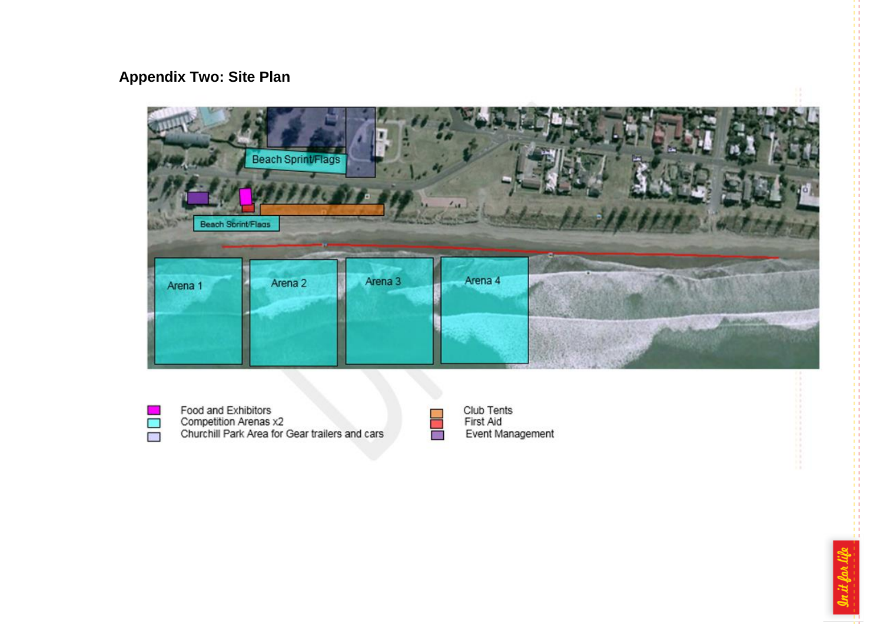## Appendix Two: Site Plan

Beach Sprint/Flags

Beach Sprint/Flags

Arena 1

Arena 2

Arena 3

Arena 4

- Food and Exhibitors
- Competition Arenas x2
- Churchill Park Area for Gear trailers and cars
- Club Tents
- First Aid
- Event Management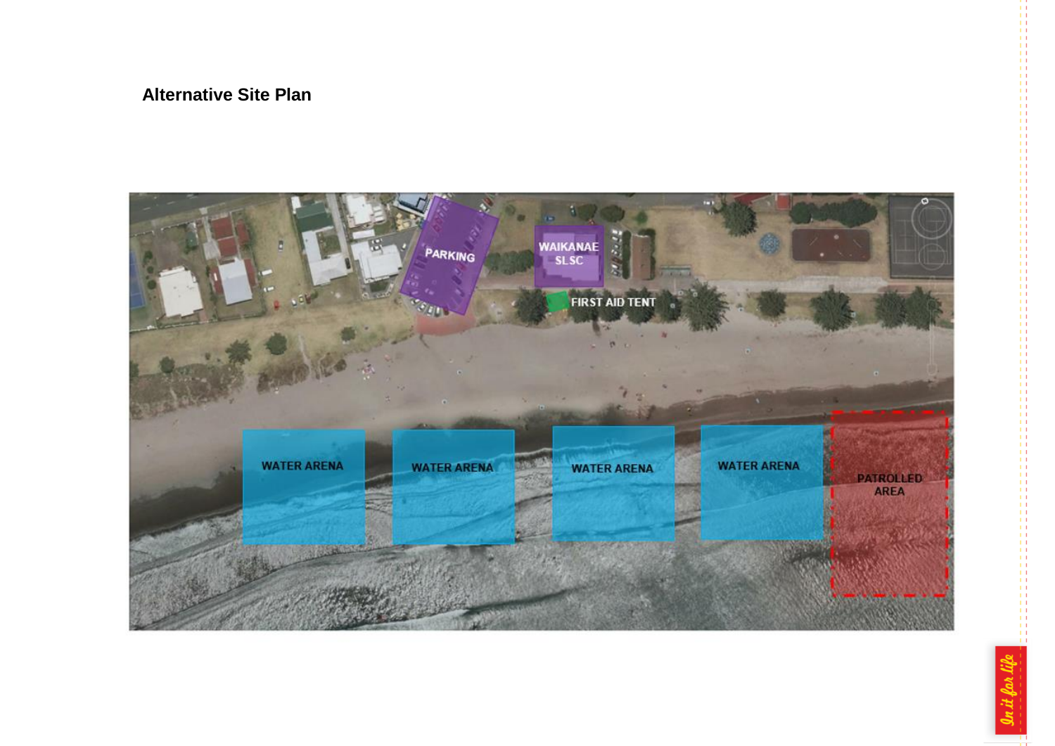**Alternative Site Plan**

PARKING

WAIKANAE SLSC

FIRST AID TENT

WATER ARENA

WATER ARENA

WATER ARENA

WATER ARENA

PATROLLED AREA